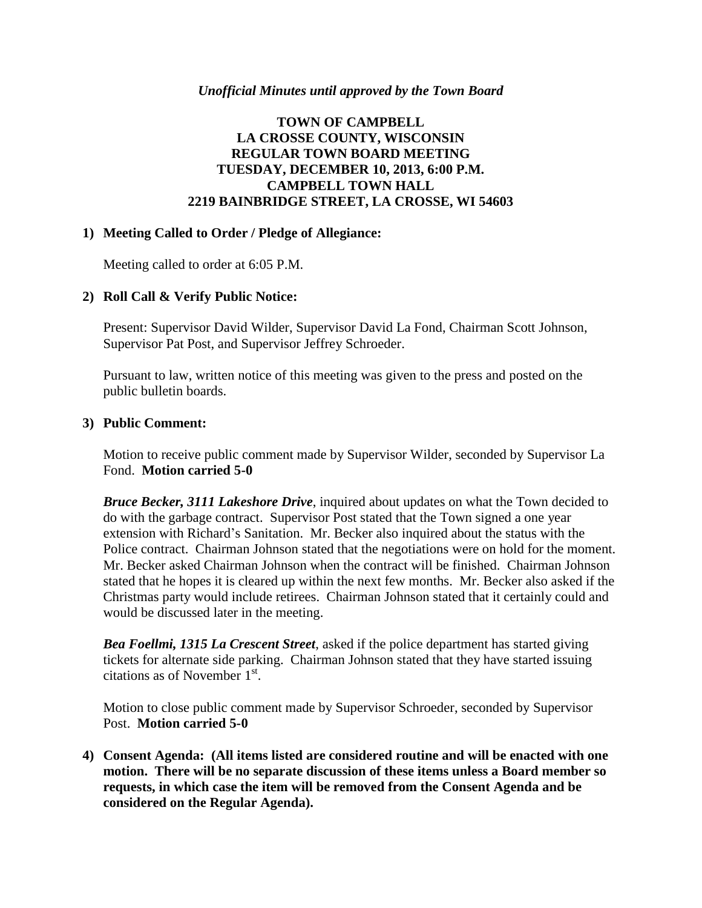*Unofficial Minutes until approved by the Town Board*

**TOWN OF CAMPBELL**
**LA CROSSE COUNTY, WISCONSIN**
**REGULAR TOWN BOARD MEETING**
**TUESDAY, DECEMBER 10, 2013, 6:00 P.M.**
**CAMPBELL TOWN HALL**
**2219 BAINBRIDGE STREET, LA CROSSE, WI 54603**

**1) Meeting Called to Order / Pledge of Allegiance:**

Meeting called to order at 6:05 P.M.

**2) Roll Call & Verify Public Notice:**

Present: Supervisor David Wilder, Supervisor David La Fond, Chairman Scott Johnson, Supervisor Pat Post, and Supervisor Jeffrey Schroeder.

Pursuant to law, written notice of this meeting was given to the press and posted on the public bulletin boards.

**3) Public Comment:**

Motion to receive public comment made by Supervisor Wilder, seconded by Supervisor La Fond. **Motion carried 5-0**

***Bruce Becker, 3111 Lakeshore Drive***, inquired about updates on what the Town decided to do with the garbage contract. Supervisor Post stated that the Town signed a one year extension with Richard's Sanitation. Mr. Becker also inquired about the status with the Police contract. Chairman Johnson stated that the negotiations were on hold for the moment. Mr. Becker asked Chairman Johnson when the contract will be finished. Chairman Johnson stated that he hopes it is cleared up within the next few months. Mr. Becker also asked if the Christmas party would include retirees. Chairman Johnson stated that it certainly could and would be discussed later in the meeting.

***Bea Foellmi, 1315 La Crescent Street***, asked if the police department has started giving tickets for alternate side parking. Chairman Johnson stated that they have started issuing citations as of November 1st.

Motion to close public comment made by Supervisor Schroeder, seconded by Supervisor Post. **Motion carried 5-0**

**4) Consent Agenda: (All items listed are considered routine and will be enacted with one motion. There will be no separate discussion of these items unless a Board member so requests, in which case the item will be removed from the Consent Agenda and be considered on the Regular Agenda).**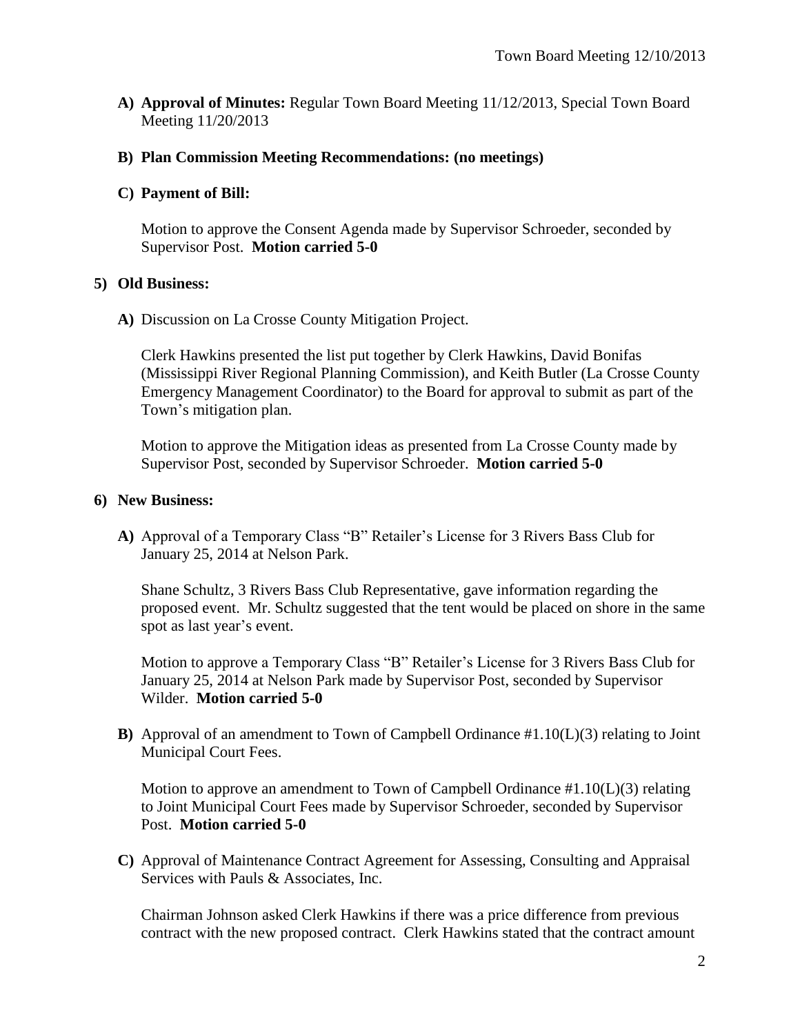**A) Approval of Minutes:** Regular Town Board Meeting 11/12/2013, Special Town Board Meeting 11/20/2013

**B) Plan Commission Meeting Recommendations: (no meetings)**

**C) Payment of Bill:**

Motion to approve the Consent Agenda made by Supervisor Schroeder, seconded by Supervisor Post. **Motion carried 5-0**

**5) Old Business:**

**A)** Discussion on La Crosse County Mitigation Project.

Clerk Hawkins presented the list put together by Clerk Hawkins, David Bonifas (Mississippi River Regional Planning Commission), and Keith Butler (La Crosse County Emergency Management Coordinator) to the Board for approval to submit as part of the Town's mitigation plan.

Motion to approve the Mitigation ideas as presented from La Crosse County made by Supervisor Post, seconded by Supervisor Schroeder. **Motion carried 5-0**

**6) New Business:**

**A)** Approval of a Temporary Class "B" Retailer's License for 3 Rivers Bass Club for January 25, 2014 at Nelson Park.

Shane Schultz, 3 Rivers Bass Club Representative, gave information regarding the proposed event. Mr. Schultz suggested that the tent would be placed on shore in the same spot as last year's event.

Motion to approve a Temporary Class "B" Retailer's License for 3 Rivers Bass Club for January 25, 2014 at Nelson Park made by Supervisor Post, seconded by Supervisor Wilder. **Motion carried 5-0**

**B)** Approval of an amendment to Town of Campbell Ordinance #1.10(L)(3) relating to Joint Municipal Court Fees.

Motion to approve an amendment to Town of Campbell Ordinance #1.10(L)(3) relating to Joint Municipal Court Fees made by Supervisor Schroeder, seconded by Supervisor Post. **Motion carried 5-0**

**C)** Approval of Maintenance Contract Agreement for Assessing, Consulting and Appraisal Services with Pauls & Associates, Inc.

Chairman Johnson asked Clerk Hawkins if there was a price difference from previous contract with the new proposed contract. Clerk Hawkins stated that the contract amount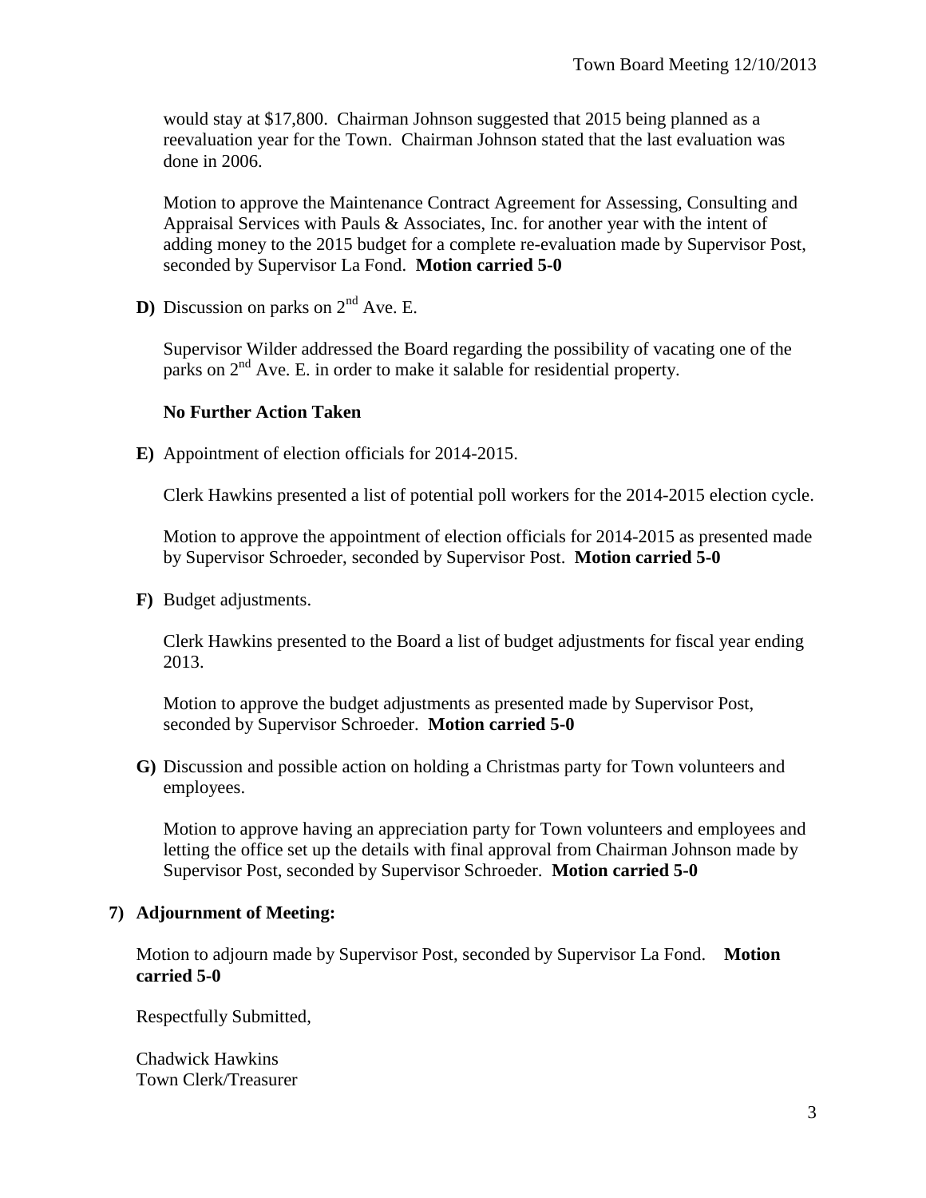would stay at $17,800. Chairman Johnson suggested that 2015 being planned as a reevaluation year for the Town. Chairman Johnson stated that the last evaluation was done in 2006.

Motion to approve the Maintenance Contract Agreement for Assessing, Consulting and Appraisal Services with Pauls & Associates, Inc. for another year with the intent of adding money to the 2015 budget for a complete re-evaluation made by Supervisor Post, seconded by Supervisor La Fond. **Motion carried 5-0**

**D)** Discussion on parks on 2nd Ave. E.

Supervisor Wilder addressed the Board regarding the possibility of vacating one of the parks on 2nd Ave. E. in order to make it salable for residential property.

**No Further Action Taken**

**E)** Appointment of election officials for 2014-2015.

Clerk Hawkins presented a list of potential poll workers for the 2014-2015 election cycle.

Motion to approve the appointment of election officials for 2014-2015 as presented made by Supervisor Schroeder, seconded by Supervisor Post. **Motion carried 5-0**

**F)** Budget adjustments.

Clerk Hawkins presented to the Board a list of budget adjustments for fiscal year ending 2013.

Motion to approve the budget adjustments as presented made by Supervisor Post, seconded by Supervisor Schroeder. **Motion carried 5-0**

**G)** Discussion and possible action on holding a Christmas party for Town volunteers and employees.

Motion to approve having an appreciation party for Town volunteers and employees and letting the office set up the details with final approval from Chairman Johnson made by Supervisor Post, seconded by Supervisor Schroeder. **Motion carried 5-0**

**7) Adjournment of Meeting:**

Motion to adjourn made by Supervisor Post, seconded by Supervisor La Fond. **Motion carried 5-0**

Respectfully Submitted,

Chadwick Hawkins
Town Clerk/Treasurer